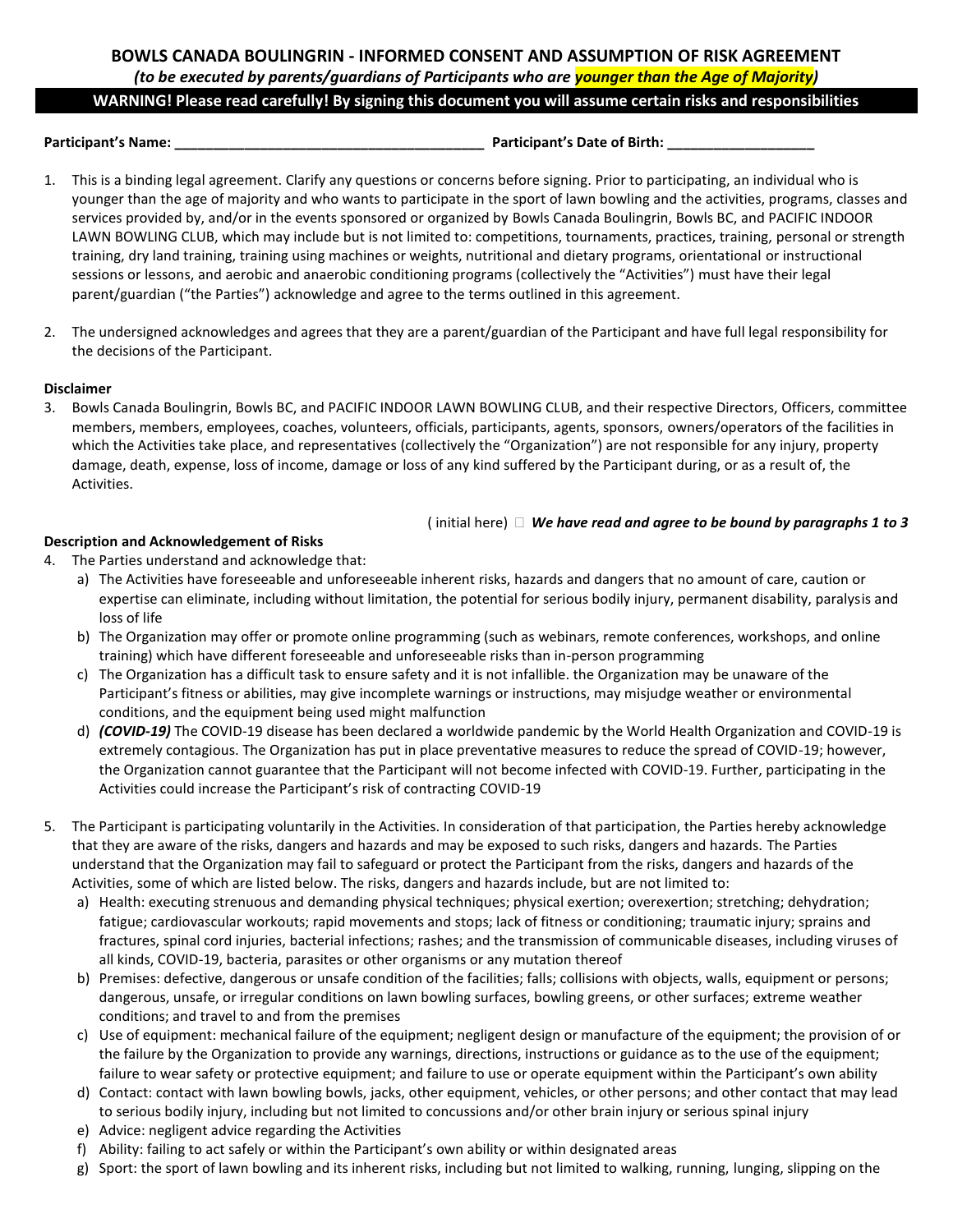# BOWLS CANADA BOULINGRIN - INFORMED CONSENT AND ASSUMPTION OF RISK AGREEMENT

*(to be executed by parents/guardians of Participants who are younger than the Age of Majority)*

**WARNING! Please read carefully! By signing this document you will assume certain risks and responsibilities**

**Participant's Name: ________________________________________ Participant's Date of Birth: ___________________**

1. This is a binding legal agreement. Clarify any questions or concerns before signing. Prior to participating, an individual who is younger than the age of majority and who wants to participate in the sport of lawn bowling and the activities, programs, classes and services provided by, and/or in the events sponsored or organized by Bowls Canada Boulingrin, Bowls BC, and PACIFIC INDOOR LAWN BOWLING CLUB, which may include but is not limited to: competitions, tournaments, practices, training, personal or strength training, dry land training, training using machines or weights, nutritional and dietary programs, orientational or instructional sessions or lessons, and aerobic and anaerobic conditioning programs (collectively the "Activities") must have their legal parent/guardian ("the Parties") acknowledge and agree to the terms outlined in this agreement.

2. The undersigned acknowledges and agrees that they are a parent/guardian of the Participant and have full legal responsibility for the decisions of the Participant.

**Disclaimer**

3. Bowls Canada Boulingrin, Bowls BC, and PACIFIC INDOOR LAWN BOWLING CLUB, and their respective Directors, Officers, committee members, members, employees, coaches, volunteers, officials, participants, agents, sponsors, owners/operators of the facilities in which the Activities take place, and representatives (collectively the "Organization") are not responsible for any injury, property damage, death, expense, loss of income, damage or loss of any kind suffered by the Participant during, or as a result of, the Activities.

( initial here) ☐ ***We have read and agree to be bound by paragraphs 1 to 3***

**Description and Acknowledgement of Risks**

4. The Parties understand and acknowledge that:
   a) The Activities have foreseeable and unforeseeable inherent risks, hazards and dangers that no amount of care, caution or expertise can eliminate, including without limitation, the potential for serious bodily injury, permanent disability, paralysis and loss of life
   b) The Organization may offer or promote online programming (such as webinars, remote conferences, workshops, and online training) which have different foreseeable and unforeseeable risks than in-person programming
   c) The Organization has a difficult task to ensure safety and it is not infallible. the Organization may be unaware of the Participant's fitness or abilities, may give incomplete warnings or instructions, may misjudge weather or environmental conditions, and the equipment being used might malfunction
   d) ***(COVID-19)*** The COVID-19 disease has been declared a worldwide pandemic by the World Health Organization and COVID-19 is extremely contagious. The Organization has put in place preventative measures to reduce the spread of COVID-19; however, the Organization cannot guarantee that the Participant will not become infected with COVID-19. Further, participating in the Activities could increase the Participant's risk of contracting COVID-19

5. The Participant is participating voluntarily in the Activities. In consideration of that participation, the Parties hereby acknowledge that they are aware of the risks, dangers and hazards and may be exposed to such risks, dangers and hazards. The Parties understand that the Organization may fail to safeguard or protect the Participant from the risks, dangers and hazards of the Activities, some of which are listed below. The risks, dangers and hazards include, but are not limited to:
   a) Health: executing strenuous and demanding physical techniques; physical exertion; overexertion; stretching; dehydration; fatigue; cardiovascular workouts; rapid movements and stops; lack of fitness or conditioning; traumatic injury; sprains and fractures, spinal cord injuries, bacterial infections; rashes; and the transmission of communicable diseases, including viruses of all kinds, COVID-19, bacteria, parasites or other organisms or any mutation thereof
   b) Premises: defective, dangerous or unsafe condition of the facilities; falls; collisions with objects, walls, equipment or persons; dangerous, unsafe, or irregular conditions on lawn bowling surfaces, bowling greens, or other surfaces; extreme weather conditions; and travel to and from the premises
   c) Use of equipment: mechanical failure of the equipment; negligent design or manufacture of the equipment; the provision of or the failure by the Organization to provide any warnings, directions, instructions or guidance as to the use of the equipment; failure to wear safety or protective equipment; and failure to use or operate equipment within the Participant's own ability
   d) Contact: contact with lawn bowling bowls, jacks, other equipment, vehicles, or other persons; and other contact that may lead to serious bodily injury, including but not limited to concussions and/or other brain injury or serious spinal injury
   e) Advice: negligent advice regarding the Activities
   f) Ability: failing to act safely or within the Participant's own ability or within designated areas
   g) Sport: the sport of lawn bowling and its inherent risks, including but not limited to walking, running, lunging, slipping on the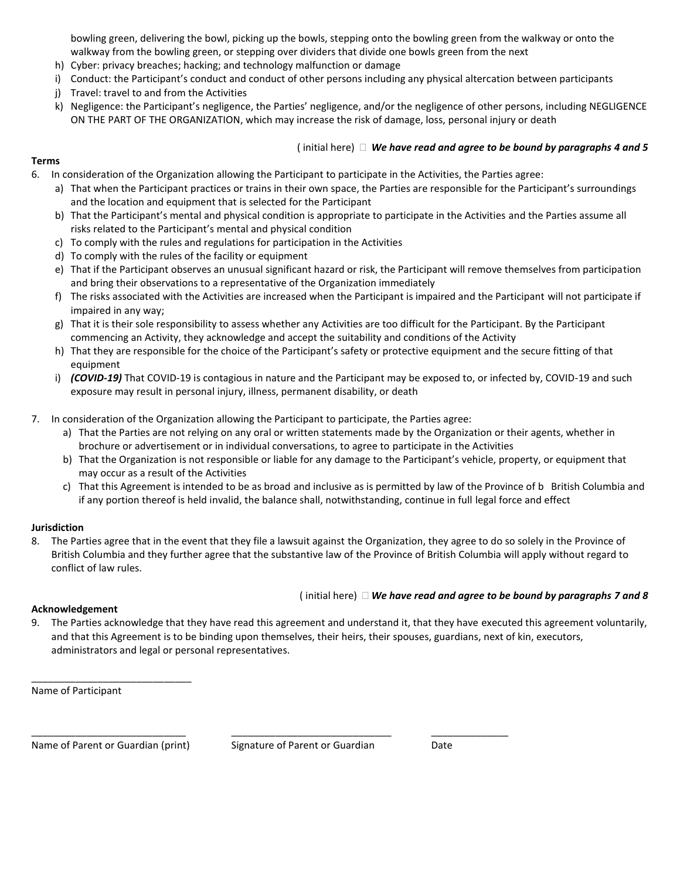bowling green, delivering the bowl, picking up the bowls, stepping onto the bowling green from the walkway or onto the walkway from the bowling green, or stepping over dividers that divide one bowls green from the next

h) Cyber: privacy breaches; hacking; and technology malfunction or damage
i) Conduct: the Participant's conduct and conduct of other persons including any physical altercation between participants
j) Travel: travel to and from the Activities
k) Negligence: the Participant's negligence, the Parties' negligence, and/or the negligence of other persons, including NEGLIGENCE ON THE PART OF THE ORGANIZATION, which may increase the risk of damage, loss, personal injury or death

( initial here) ☐ ***We have read and agree to be bound by paragraphs 4 and 5***

**Terms**

6. In consideration of the Organization allowing the Participant to participate in the Activities, the Parties agree:
   a) That when the Participant practices or trains in their own space, the Parties are responsible for the Participant's surroundings and the location and equipment that is selected for the Participant
   b) That the Participant's mental and physical condition is appropriate to participate in the Activities and the Parties assume all risks related to the Participant's mental and physical condition
   c) To comply with the rules and regulations for participation in the Activities
   d) To comply with the rules of the facility or equipment
   e) That if the Participant observes an unusual significant hazard or risk, the Participant will remove themselves from participation and bring their observations to a representative of the Organization immediately
   f) The risks associated with the Activities are increased when the Participant is impaired and the Participant will not participate if impaired in any way;
   g) That it is their sole responsibility to assess whether any Activities are too difficult for the Participant. By the Participant commencing an Activity, they acknowledge and accept the suitability and conditions of the Activity
   h) That they are responsible for the choice of the Participant's safety or protective equipment and the secure fitting of that equipment
   i) ***(COVID-19)*** That COVID-19 is contagious in nature and the Participant may be exposed to, or infected by, COVID-19 and such exposure may result in personal injury, illness, permanent disability, or death

7. In consideration of the Organization allowing the Participant to participate, the Parties agree:
   a) That the Parties are not relying on any oral or written statements made by the Organization or their agents, whether in brochure or advertisement or in individual conversations, to agree to participate in the Activities
   b) That the Organization is not responsible or liable for any damage to the Participant's vehicle, property, or equipment that may occur as a result of the Activities
   c) That this Agreement is intended to be as broad and inclusive as is permitted by law of the Province of b British Columbia and if any portion thereof is held invalid, the balance shall, notwithstanding, continue in full legal force and effect

**Jurisdiction**

8. The Parties agree that in the event that they file a lawsuit against the Organization, they agree to do so solely in the Province of British Columbia and they further agree that the substantive law of the Province of British Columbia will apply without regard to conflict of law rules.

( initial here) ☐ ***We have read and agree to be bound by paragraphs 7 and 8***

**Acknowledgement**

9. The Parties acknowledge that they have read this agreement and understand it, that they have executed this agreement voluntarily, and that this Agreement is to be binding upon themselves, their heirs, their spouses, guardians, next of kin, executors, administrators and legal or personal representatives.

\_\_\_\_\_\_\_\_\_\_\_\_\_\_\_\_\_\_\_\_\_\_\_\_\_\_\_\_\_\_
Name of Participant

\_\_\_\_\_\_\_\_\_\_\_\_\_\_\_\_\_\_\_\_\_\_\_\_\_\_\_\_\_\_ \_\_\_\_\_\_\_\_\_\_\_\_\_\_\_\_\_\_\_\_\_\_\_\_\_\_\_\_\_\_ \_\_\_\_\_\_\_\_\_\_\_\_\_\_\_
Name of Parent or Guardian (print) Signature of Parent or Guardian Date